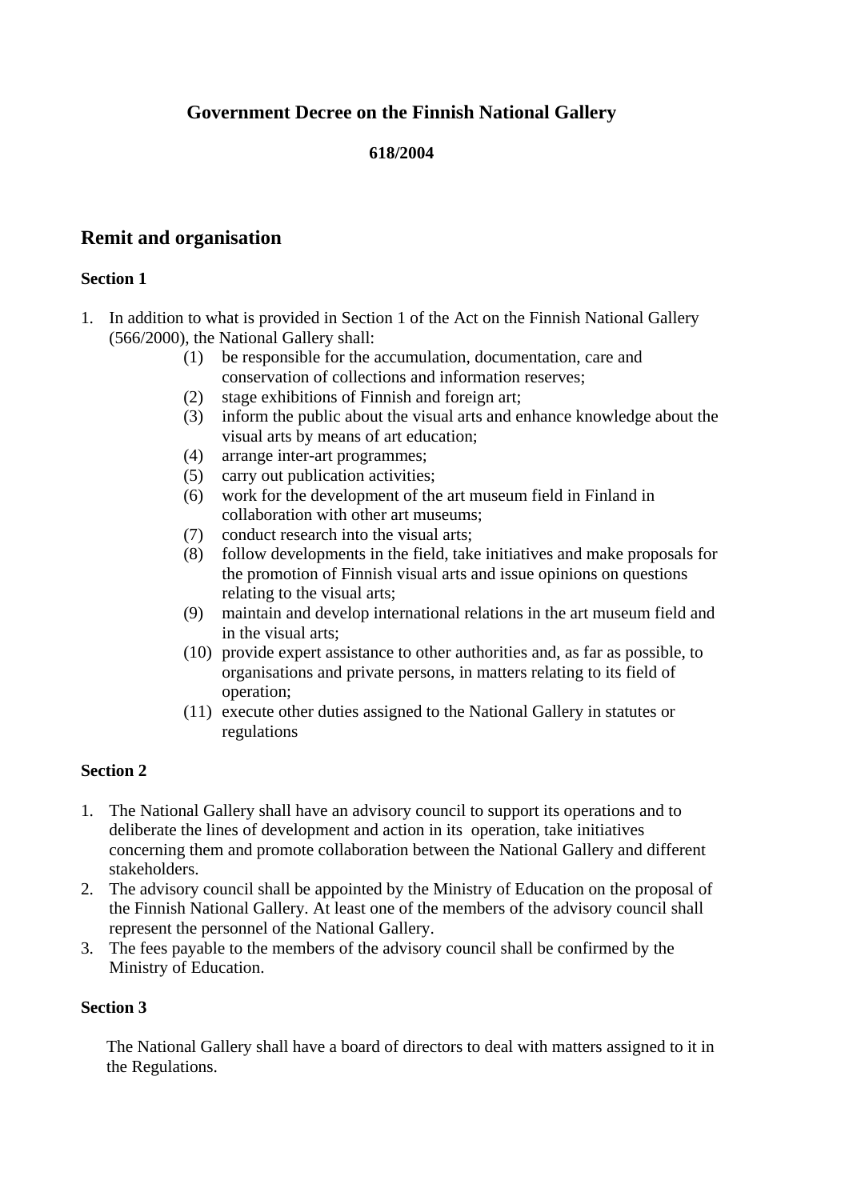# Government Decree on the Finnish National Gallery

**618/2004**

## Remit and organisation

### Section 1

1. In addition to what is provided in Section 1 of the Act on the Finnish National Gallery (566/2000), the National Gallery shall:
   (1) be responsible for the accumulation, documentation, care and conservation of collections and information reserves;
   (2) stage exhibitions of Finnish and foreign art;
   (3) inform the public about the visual arts and enhance knowledge about the visual arts by means of art education;
   (4) arrange inter-art programmes;
   (5) carry out publication activities;
   (6) work for the development of the art museum field in Finland in collaboration with other art museums;
   (7) conduct research into the visual arts;
   (8) follow developments in the field, take initiatives and make proposals for the promotion of Finnish visual arts and issue opinions on questions relating to the visual arts;
   (9) maintain and develop international relations in the art museum field and in the visual arts;
   (10) provide expert assistance to other authorities and, as far as possible, to organisations and private persons, in matters relating to its field of operation;
   (11) execute other duties assigned to the National Gallery in statutes or regulations

### Section 2

1. The National Gallery shall have an advisory council to support its operations and to deliberate the lines of development and action in its operation, take initiatives concerning them and promote collaboration between the National Gallery and different stakeholders.
2. The advisory council shall be appointed by the Ministry of Education on the proposal of the Finnish National Gallery. At least one of the members of the advisory council shall represent the personnel of the National Gallery.
3. The fees payable to the members of the advisory council shall be confirmed by the Ministry of Education.

### Section 3

The National Gallery shall have a board of directors to deal with matters assigned to it in the Regulations.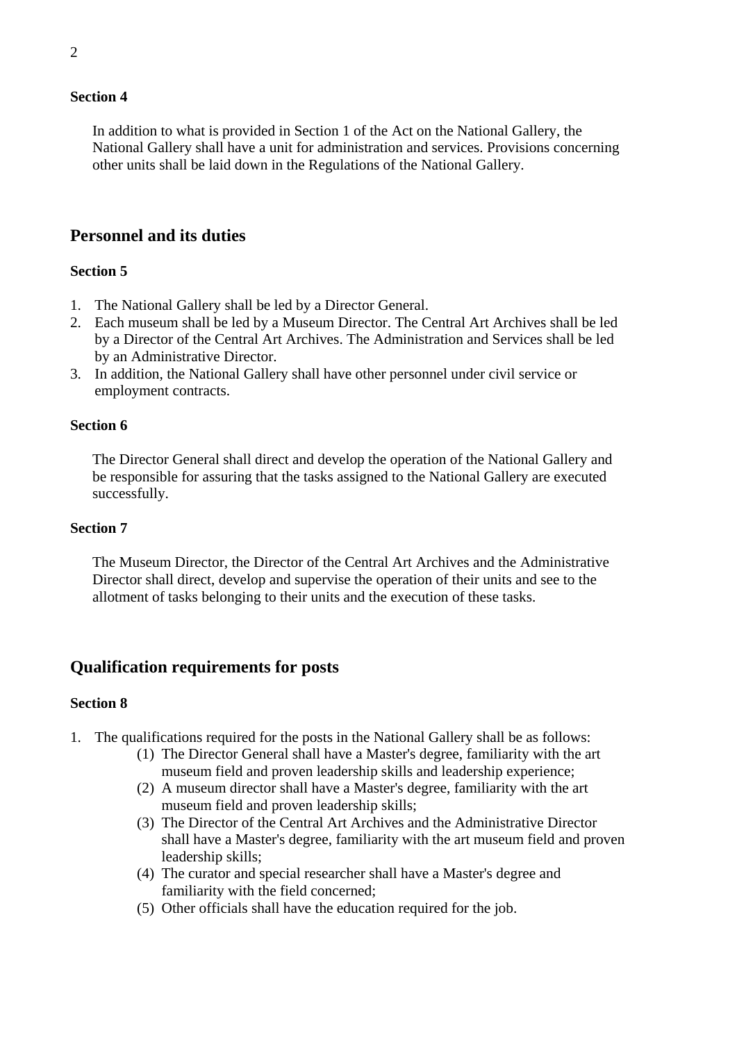**Section 4**

In addition to what is provided in Section 1 of the Act on the National Gallery, the National Gallery shall have a unit for administration and services. Provisions concerning other units shall be laid down in the Regulations of the National Gallery.

## Personnel and its duties

**Section 5**

1. The National Gallery shall be led by a Director General.
2. Each museum shall be led by a Museum Director. The Central Art Archives shall be led by a Director of the Central Art Archives. The Administration and Services shall be led by an Administrative Director.
3. In addition, the National Gallery shall have other personnel under civil service or employment contracts.

**Section 6**

The Director General shall direct and develop the operation of the National Gallery and be responsible for assuring that the tasks assigned to the National Gallery are executed successfully.

**Section 7**

The Museum Director, the Director of the Central Art Archives and the Administrative Director shall direct, develop and supervise the operation of their units and see to the allotment of tasks belonging to their units and the execution of these tasks.

## Qualification requirements for posts

**Section 8**

1. The qualifications required for the posts in the National Gallery shall be as follows:
   (1) The Director General shall have a Master's degree, familiarity with the art museum field and proven leadership skills and leadership experience;
   (2) A museum director shall have a Master's degree, familiarity with the art museum field and proven leadership skills;
   (3) The Director of the Central Art Archives and the Administrative Director shall have a Master's degree, familiarity with the art museum field and proven leadership skills;
   (4) The curator and special researcher shall have a Master's degree and familiarity with the field concerned;
   (5) Other officials shall have the education required for the job.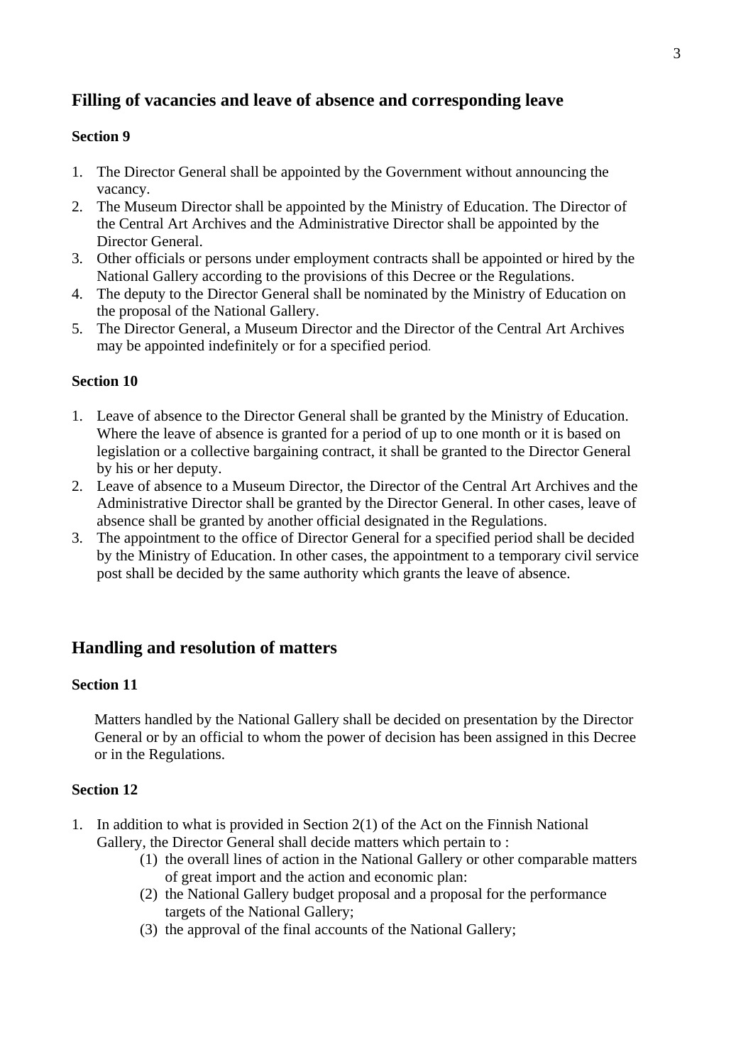## Filling of vacancies and leave of absence and corresponding leave

**Section 9**

1. The Director General shall be appointed by the Government without announcing the vacancy.
2. The Museum Director shall be appointed by the Ministry of Education. The Director of the Central Art Archives and the Administrative Director shall be appointed by the Director General.
3. Other officials or persons under employment contracts shall be appointed or hired by the National Gallery according to the provisions of this Decree or the Regulations.
4. The deputy to the Director General shall be nominated by the Ministry of Education on the proposal of the National Gallery.
5. The Director General, a Museum Director and the Director of the Central Art Archives may be appointed indefinitely or for a specified period.

**Section 10**

1. Leave of absence to the Director General shall be granted by the Ministry of Education. Where the leave of absence is granted for a period of up to one month or it is based on legislation or a collective bargaining contract, it shall be granted to the Director General by his or her deputy.
2. Leave of absence to a Museum Director, the Director of the Central Art Archives and the Administrative Director shall be granted by the Director General. In other cases, leave of absence shall be granted by another official designated in the Regulations.
3. The appointment to the office of Director General for a specified period shall be decided by the Ministry of Education. In other cases, the appointment to a temporary civil service post shall be decided by the same authority which grants the leave of absence.

## Handling and resolution of matters

**Section 11**

Matters handled by the National Gallery shall be decided on presentation by the Director General or by an official to whom the power of decision has been assigned in this Decree or in the Regulations.

**Section 12**

1. In addition to what is provided in Section 2(1) of the Act on the Finnish National Gallery, the Director General shall decide matters which pertain to :
   (1) the overall lines of action in the National Gallery or other comparable matters of great import and the action and economic plan:
   (2) the National Gallery budget proposal and a proposal for the performance targets of the National Gallery;
   (3) the approval of the final accounts of the National Gallery;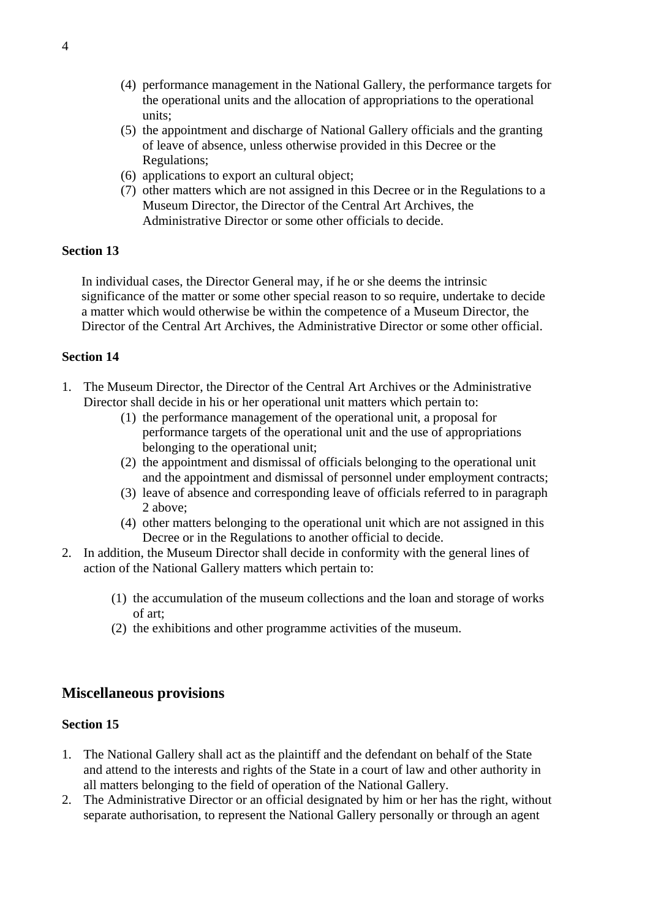(4) performance management in the National Gallery, the performance targets for the operational units and the allocation of appropriations to the operational units;
(5) the appointment and discharge of National Gallery officials and the granting of leave of absence, unless otherwise provided in this Decree or the Regulations;
(6) applications to export an cultural object;
(7) other matters which are not assigned in this Decree or in the Regulations to a Museum Director, the Director of the Central Art Archives, the Administrative Director or some other officials to decide.

**Section 13**

In individual cases, the Director General may, if he or she deems the intrinsic significance of the matter or some other special reason to so require, undertake to decide a matter which would otherwise be within the competence of a Museum Director, the Director of the Central Art Archives, the Administrative Director or some other official.

**Section 14**

1. The Museum Director, the Director of the Central Art Archives or the Administrative Director shall decide in his or her operational unit matters which pertain to:
   (1) the performance management of the operational unit, a proposal for performance targets of the operational unit and the use of appropriations belonging to the operational unit;
   (2) the appointment and dismissal of officials belonging to the operational unit and the appointment and dismissal of personnel under employment contracts;
   (3) leave of absence and corresponding leave of officials referred to in paragraph 2 above;
   (4) other matters belonging to the operational unit which are not assigned in this Decree or in the Regulations to another official to decide.
2. In addition, the Museum Director shall decide in conformity with the general lines of action of the National Gallery matters which pertain to:
   (1) the accumulation of the museum collections and the loan and storage of works of art;
   (2) the exhibitions and other programme activities of the museum.

## Miscellaneous provisions

**Section 15**

1. The National Gallery shall act as the plaintiff and the defendant on behalf of the State and attend to the interests and rights of the State in a court of law and other authority in all matters belonging to the field of operation of the National Gallery.
2. The Administrative Director or an official designated by him or her has the right, without separate authorisation, to represent the National Gallery personally or through an agent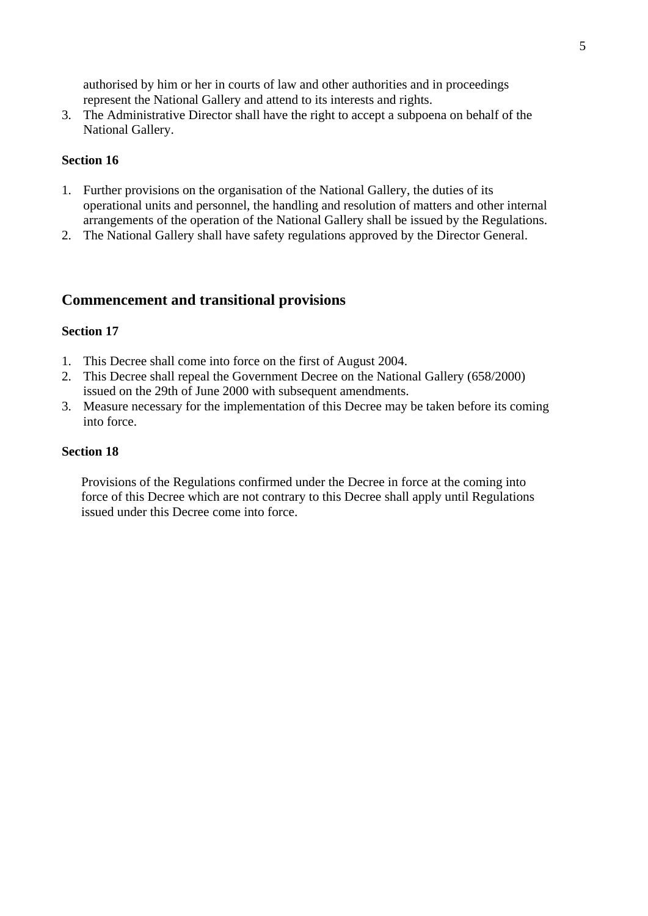authorised by him or her in courts of law and other authorities and in proceedings represent the National Gallery and attend to its interests and rights.

3. The Administrative Director shall have the right to accept a subpoena on behalf of the National Gallery.

**Section 16**

1. Further provisions on the organisation of the National Gallery, the duties of its operational units and personnel, the handling and resolution of matters and other internal arrangements of the operation of the National Gallery shall be issued by the Regulations.
2. The National Gallery shall have safety regulations approved by the Director General.

## Commencement and transitional provisions

**Section 17**

1. This Decree shall come into force on the first of August 2004.
2. This Decree shall repeal the Government Decree on the National Gallery (658/2000) issued on the 29th of June 2000 with subsequent amendments.
3. Measure necessary for the implementation of this Decree may be taken before its coming into force.

**Section 18**

Provisions of the Regulations confirmed under the Decree in force at the coming into force of this Decree which are not contrary to this Decree shall apply until Regulations issued under this Decree come into force.